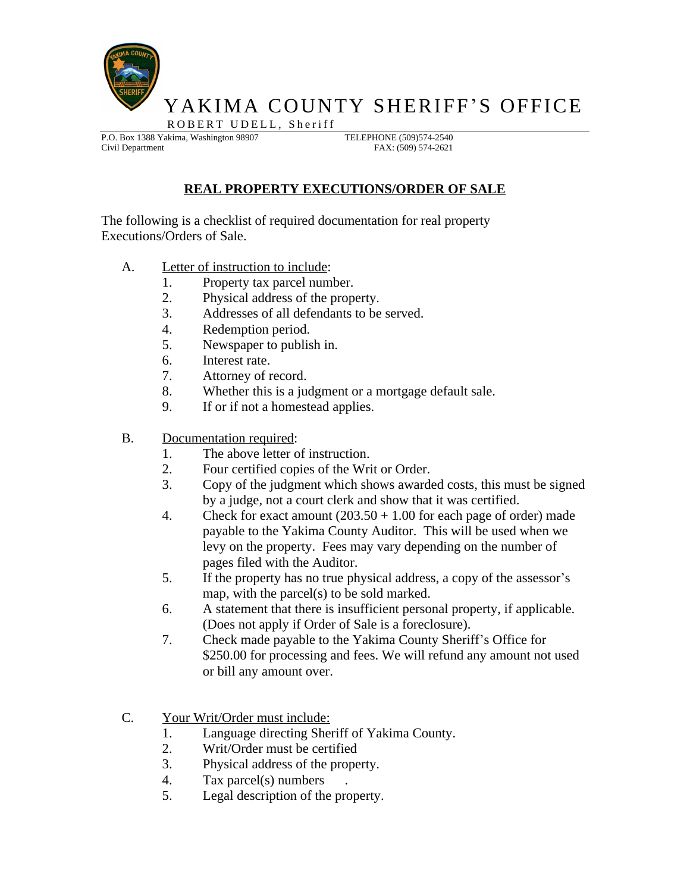# YAKIMA COUNTY SHERIFF'S OFFICE

ROBERT UDELL, Sheriff

P.O. Box 1388 Yakima, Washington 98907
Civil Department

TELEPHONE (509)574-2540
FAX: (509) 574-2621

## REAL PROPERTY EXECUTIONS/ORDER OF SALE

The following is a checklist of required documentation for real property Executions/Orders of Sale.

A. Letter of instruction to include:
   1. Property tax parcel number.
   2. Physical address of the property.
   3. Addresses of all defendants to be served.
   4. Redemption period.
   5. Newspaper to publish in.
   6. Interest rate.
   7. Attorney of record.
   8. Whether this is a judgment or a mortgage default sale.
   9. If or if not a homestead applies.

B. Documentation required:
   1. The above letter of instruction.
   2. Four certified copies of the Writ or Order.
   3. Copy of the judgment which shows awarded costs, this must be signed by a judge, not a court clerk and show that it was certified.
   4. Check for exact amount (203.50 + 1.00 for each page of order) made payable to the Yakima County Auditor. This will be used when we levy on the property. Fees may vary depending on the number of pages filed with the Auditor.
   5. If the property has no true physical address, a copy of the assessor's map, with the parcel(s) to be sold marked.
   6. A statement that there is insufficient personal property, if applicable. (Does not apply if Order of Sale is a foreclosure).
   7. Check made payable to the Yakima County Sheriff's Office for $250.00 for processing and fees. We will refund any amount not used or bill any amount over.

C. Your Writ/Order must include:
   1. Language directing Sheriff of Yakima County.
   2. Writ/Order must be certified
   3. Physical address of the property.
   4. Tax parcel(s) numbers .
   5. Legal description of the property.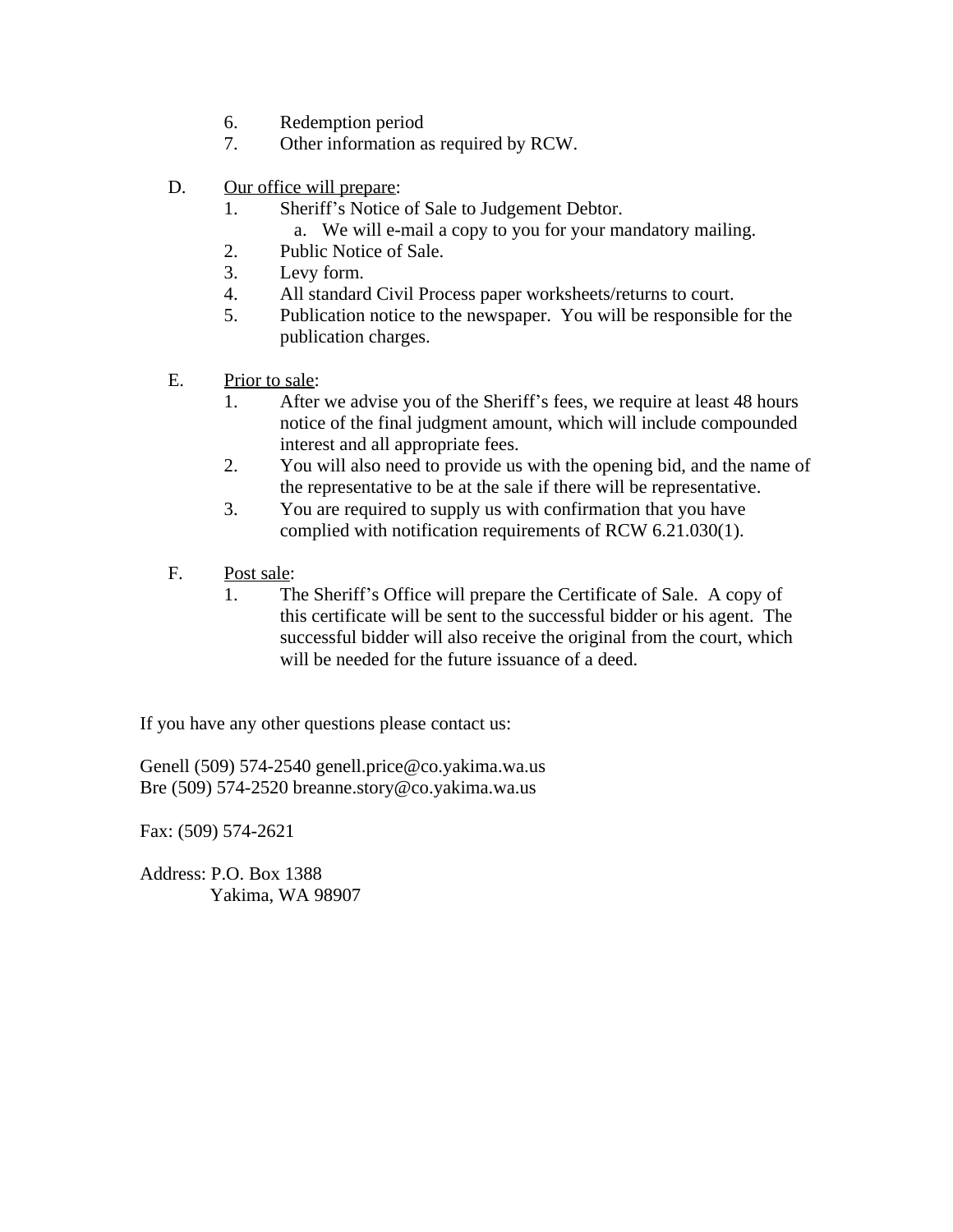6. Redemption period
7. Other information as required by RCW.

D. <u>Our office will prepare</u>:
   1. Sheriff's Notice of Sale to Judgement Debtor.
      a. We will e-mail a copy to you for your mandatory mailing.
   2. Public Notice of Sale.
   3. Levy form.
   4. All standard Civil Process paper worksheets/returns to court.
   5. Publication notice to the newspaper. You will be responsible for the publication charges.

E. <u>Prior to sale</u>:
   1. After we advise you of the Sheriff's fees, we require at least 48 hours notice of the final judgment amount, which will include compounded interest and all appropriate fees.
   2. You will also need to provide us with the opening bid, and the name of the representative to be at the sale if there will be representative.
   3. You are required to supply us with confirmation that you have complied with notification requirements of RCW 6.21.030(1).

F. <u>Post sale</u>:
   1. The Sheriff's Office will prepare the Certificate of Sale. A copy of this certificate will be sent to the successful bidder or his agent. The successful bidder will also receive the original from the court, which will be needed for the future issuance of a deed.

If you have any other questions please contact us:

Genell (509) 574-2540 genell.price@co.yakima.wa.us
Bre (509) 574-2520 breanne.story@co.yakima.wa.us

Fax: (509) 574-2621

Address: P.O. Box 1388
Yakima, WA 98907